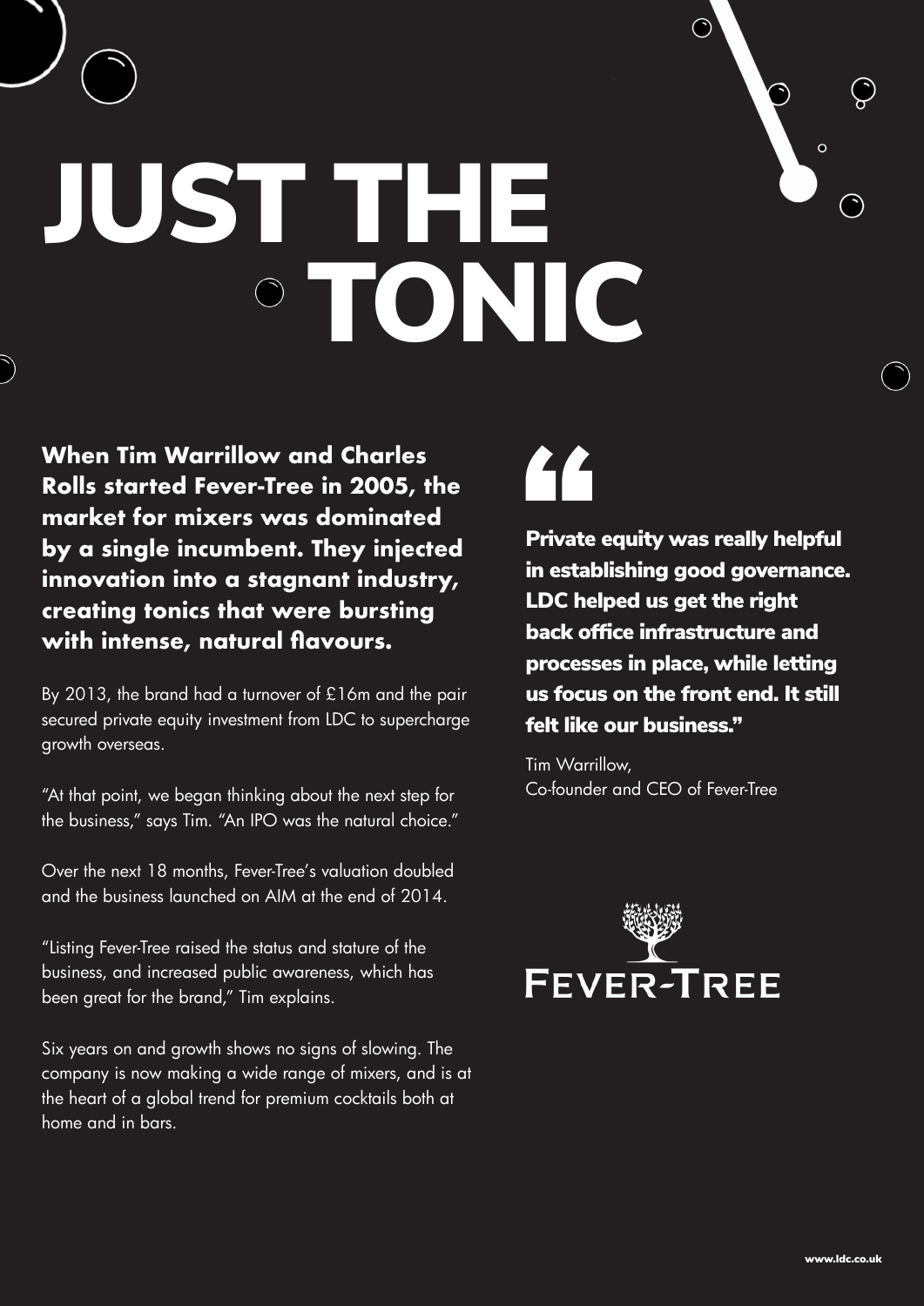# JUST THE TONIC

**When Tim Warrillow and Charles Rolls started Fever-Tree in 2005, the market for mixers was dominated by a single incumbent. They injected innovation into a stagnant industry, creating tonics that were bursting with intense, natural flavours.**

By 2013, the brand had a turnover of £16m and the pair secured private equity investment from LDC to supercharge growth overseas.

"At that point, we began thinking about the next step for the business," says Tim. "An IPO was the natural choice."

Over the next 18 months, Fever-Tree's valuation doubled and the business launched on AIM at the end of 2014.

"Listing Fever-Tree raised the status and stature of the business, and increased public awareness, which has been great for the brand," Tim explains.

Six years on and growth shows no signs of slowing. The company is now making a wide range of mixers, and is at the heart of a global trend for premium cocktails both at home and in bars.

> **"Private equity was really helpful in establishing good governance. LDC helped us get the right back office infrastructure and processes in place, while letting us focus on the front end. It still felt like our business."**
>
> Tim Warrillow,
> Co-founder and CEO of Fever-Tree

FEVER-TREE

www.ldc.co.uk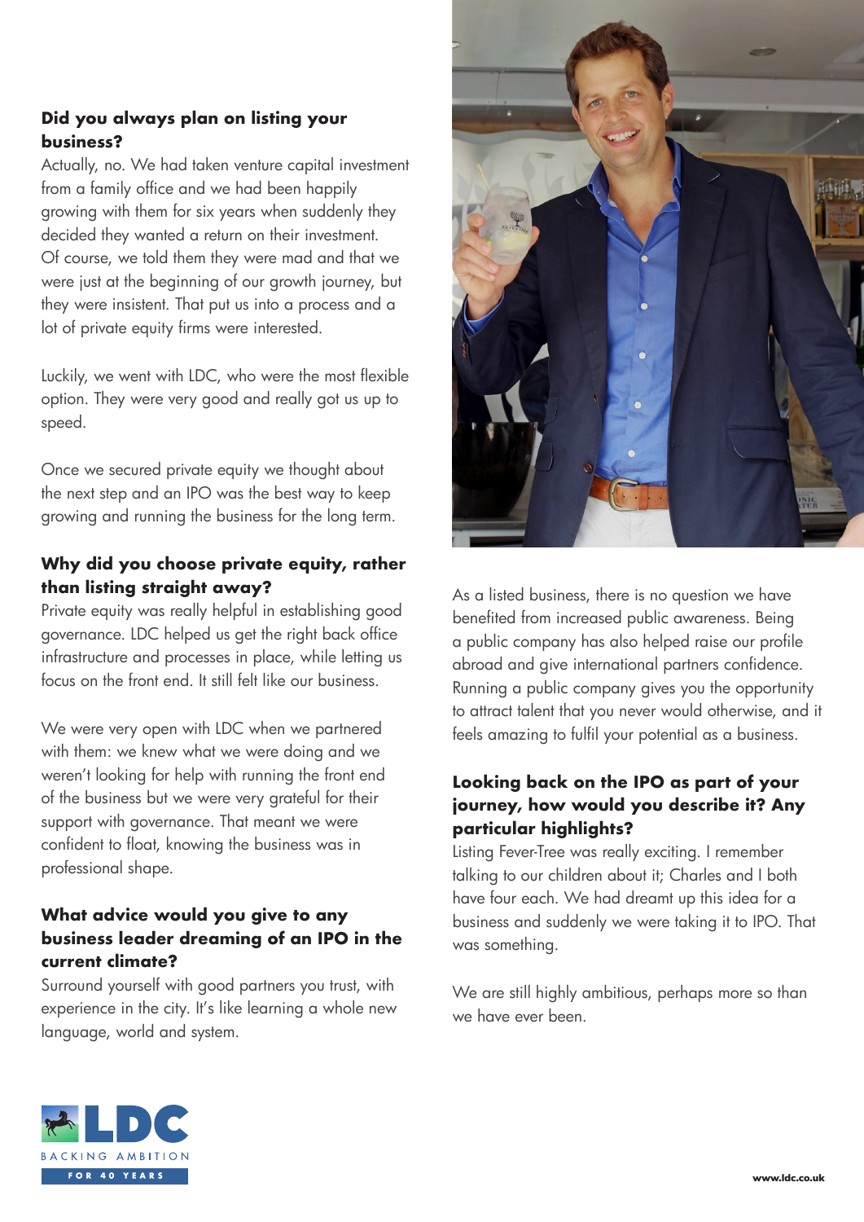## Did you always plan on listing your business?

Actually, no. We had taken venture capital investment from a family office and we had been happily growing with them for six years when suddenly they decided they wanted a return on their investment. Of course, we told them they were mad and that we were just at the beginning of our growth journey, but they were insistent. That put us into a process and a lot of private equity firms were interested.

Luckily, we went with LDC, who were the most flexible option. They were very good and really got us up to speed.

Once we secured private equity we thought about the next step and an IPO was the best way to keep growing and running the business for the long term.

## Why did you choose private equity, rather than listing straight away?

Private equity was really helpful in establishing good governance. LDC helped us get the right back office infrastructure and processes in place, while letting us focus on the front end. It still felt like our business.

We were very open with LDC when we partnered with them: we knew what we were doing and we weren't looking for help with running the front end of the business but we were very grateful for their support with governance. That meant we were confident to float, knowing the business was in professional shape.

## What advice would you give to any business leader dreaming of an IPO in the current climate?

Surround yourself with good partners you trust, with experience in the city. It's like learning a whole new language, world and system.

As a listed business, there is no question we have benefited from increased public awareness. Being a public company has also helped raise our profile abroad and give international partners confidence. Running a public company gives you the opportunity to attract talent that you never would otherwise, and it feels amazing to fulfil your potential as a business.

## Looking back on the IPO as part of your journey, how would you describe it? Any particular highlights?

Listing Fever-Tree was really exciting. I remember talking to our children about it; Charles and I both have four each. We had dreamt up this idea for a business and suddenly we were taking it to IPO. That was something.

We are still highly ambitious, perhaps more so than we have ever been.

LDC
BACKING AMBITION
FOR 40 YEARS

www.ldc.co.uk